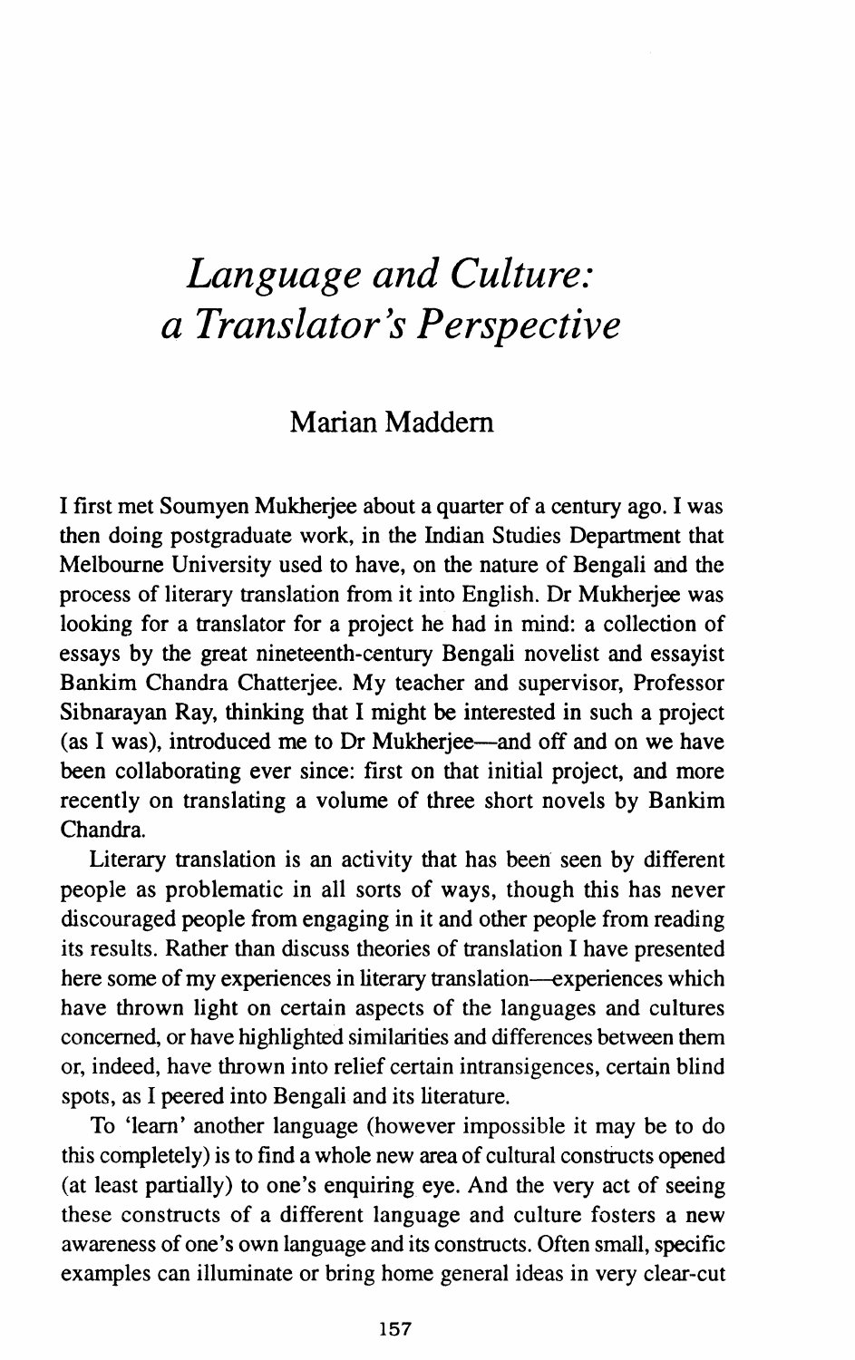# *Language and Culture: a Translator's Perspective*

## Marian Maddern

I first met Soumyen Mukherjee about a quarter of a century ago. I was then doing postgraduate work, in the Indian Studies Department that Melbourne University used to have, on the nature of Bengali and the process of literary translation from it into English. Dr Mukherjee was looking for a translator for a project he had in mind: a collection of essays by the great nineteenth-century Bengali novelist and essayist Bankim Chandra Chatterjee. My teacher and supervisor, Professor Sibnarayan Ray, thinking that I might be interested in such a project (as I was), introduced me to Dr Mukherjee—and off and on we have been collaborating ever since: first on that initial project, and more recently on translating a volume of three short novels by Bankim Chandra.

Literary translation is an activity that has been seen by different people as problematic in all sorts of ways, though this has never discouraged people from engaging in it and other people from reading its results. Rather than discuss theories of translation I have presented here some of my experiences in literary translation—experiences which have thrown light on certain aspects of the languages and cultures concerned, or have highlighted similarities and differences between them or, indeed, have thrown into relief certain intransigences, certain blind spots, as I peered into Bengali and its literature.

To 'learn' another language (however impossible it may be to do this completely) is to find a whole new area of cultural constructs opened (at least partially) to one's enquiring eye. And the very act of seeing these constructs of a different language and culture fosters a new awareness of one's own language and its constructs. Often small, specific examples can illuminate or bring home general ideas in very clear-cut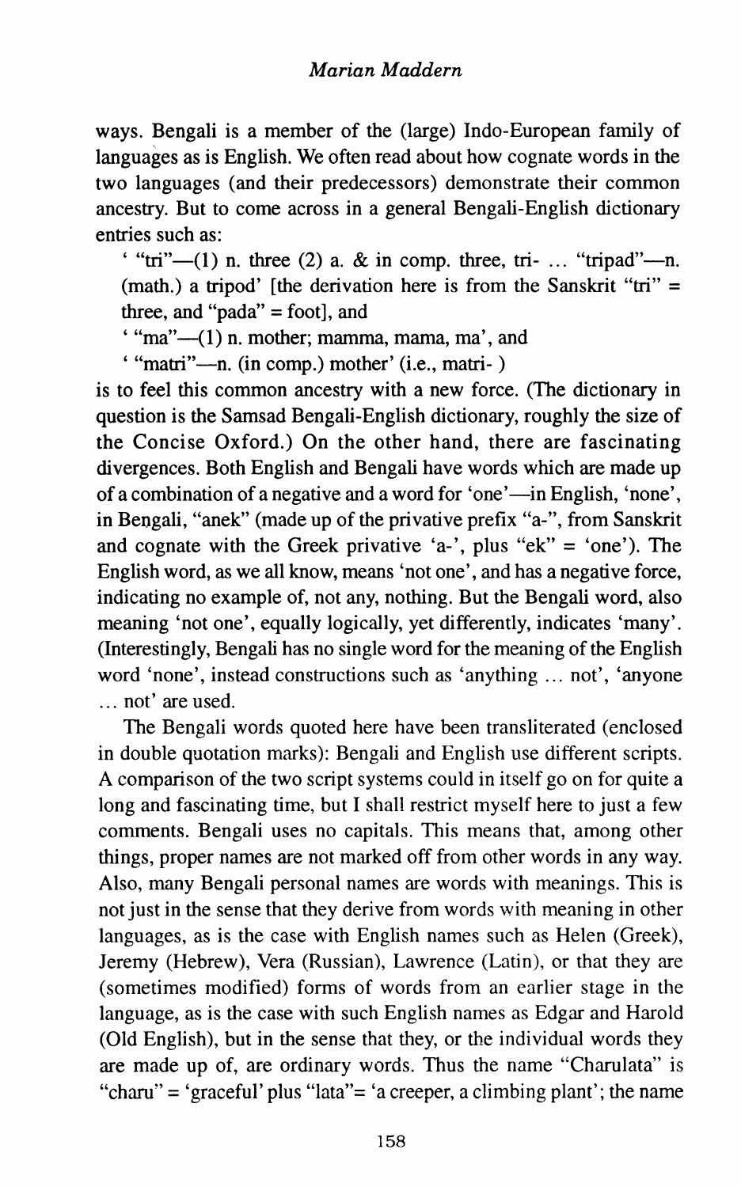ways. Bengali is a member of the (large) Indo-European family of languages as is English. We often read about how cognate words in the two languages (and their predecessors) demonstrate their common ancestry. But to come across in a general Bengali-English dictionary entries such as:

' "tri"—(1) n. three (2) a. & in comp. three, tri- ... "tripad"—n. (math.) a tripod' [the derivation here is from the Sanskrit "tri" = three, and "pada" = foot], and

' "ma"—(1) n. mother; mamma, mama, ma', and

' "matri"—n. (in comp.) mother' (i.e., matri- )

is to feel this common ancestry with a new force. (The dictionary in question is the Samsad Bengali-English dictionary, roughly the size of the Concise Oxford.) On the other hand, there are fascinating divergences. Both English and Bengali have words which are made up of a combination of a negative and a word for 'one'—in English, 'none', in Bengali, "anek" (made up of the privative prefix "a-", from Sanskrit and cognate with the Greek privative 'a-', plus "ek" = 'one'). The English word, as we all know, means 'not one', and has a negative force, indicating no example of, not any, nothing. But the Bengali word, also meaning 'not one', equally logically, yet differently, indicates 'many'. (Interestingly, Bengali has no single word for the meaning of the English word 'none', instead constructions such as 'anything ... not', 'anyone ... not' are used.

The Bengali words quoted here have been transliterated (enclosed in double quotation marks): Bengali and English use different scripts. A comparison of the two script systems could in itself go on for quite a long and fascinating time, but I shall restrict myself here to just a few comments. Bengali uses no capitals. This means that, among other things, proper names are not marked off from other words in any way. Also, many Bengali personal names are words with meanings. This is not just in the sense that they derive from words with meaning in other languages, as is the case with English names such as Helen (Greek), Jeremy (Hebrew), Vera (Russian), Lawrence (Latin), or that they are (sometimes modified) forms of words from an earlier stage in the language, as is the case with such English names as Edgar and Harold (Old English), but in the sense that they, or the individual words they are made up of, are ordinary words. Thus the name "Charulata" is "charu" = 'graceful' plus "lata"= 'a creeper, a climbing plant'; the name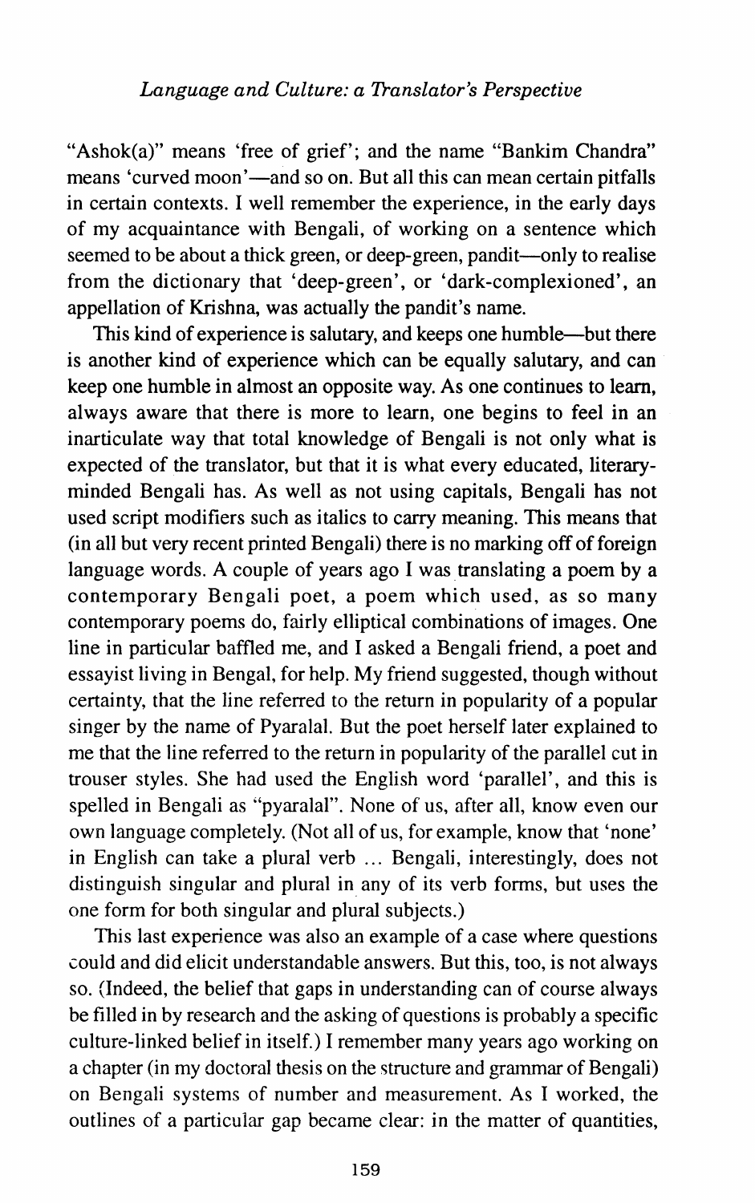"Ashok(a)" means 'free of grief'; and the name "Bankim Chandra" means 'curved moon'—and so on. But all this can mean certain pitfalls in certain contexts. I well remember the experience, in the early days of my acquaintance with Bengali, of working on a sentence which seemed to be about a thick green, or deep-green, pandit—only to realise from the dictionary that 'deep-green', or 'dark-complexioned', an appellation of Krishna, was actually the pandit's name.

This kind of experience is salutary, and keeps one humble—but there is another kind of experience which can be equally salutary, and can keep one humble in almost an opposite way. As one continues to learn, always aware that there is more to learn, one begins to feel in an inarticulate way that total knowledge of Bengali is not only what is expected of the translator, but that it is what every educated, literary-minded Bengali has. As well as not using capitals, Bengali has not used script modifiers such as italics to carry meaning. This means that (in all but very recent printed Bengali) there is no marking off of foreign language words. A couple of years ago I was translating a poem by a contemporary Bengali poet, a poem which used, as so many contemporary poems do, fairly elliptical combinations of images. One line in particular baffled me, and I asked a Bengali friend, a poet and essayist living in Bengal, for help. My friend suggested, though without certainty, that the line referred to the return in popularity of a popular singer by the name of Pyaralal. But the poet herself later explained to me that the line referred to the return in popularity of the parallel cut in trouser styles. She had used the English word 'parallel', and this is spelled in Bengali as "pyaralal". None of us, after all, know even our own language completely. (Not all of us, for example, know that 'none' in English can take a plural verb ... Bengali, interestingly, does not distinguish singular and plural in any of its verb forms, but uses the one form for both singular and plural subjects.)

This last experience was also an example of a case where questions could and did elicit understandable answers. But this, too, is not always so. (Indeed, the belief that gaps in understanding can of course always be filled in by research and the asking of questions is probably a specific culture-linked belief in itself.) I remember many years ago working on a chapter (in my doctoral thesis on the structure and grammar of Bengali) on Bengali systems of number and measurement. As I worked, the outlines of a particular gap became clear: in the matter of quantities,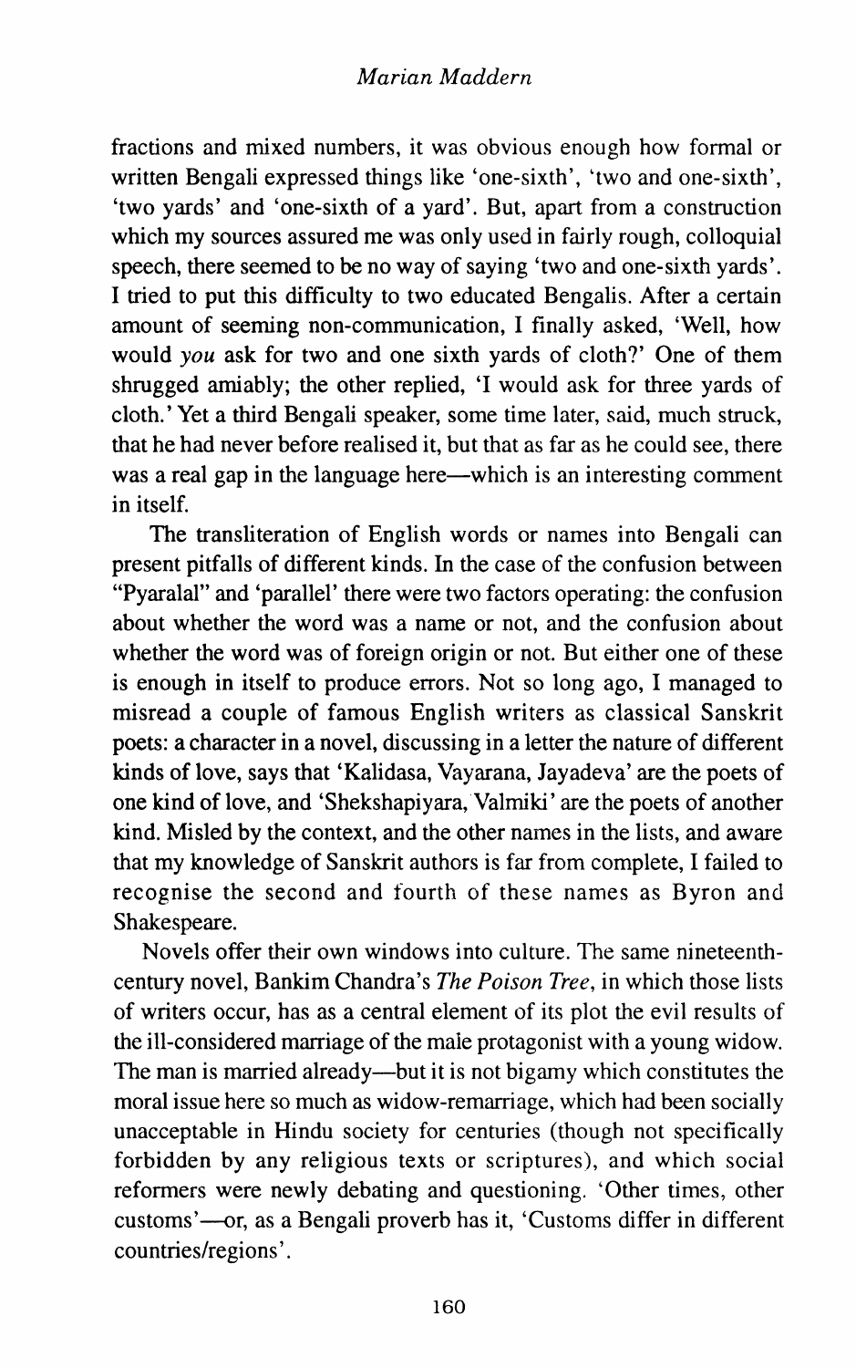fractions and mixed numbers, it was obvious enough how formal or written Bengali expressed things like 'one-sixth', 'two and one-sixth', 'two yards' and 'one-sixth of a yard'. But, apart from a construction which my sources assured me was only used in fairly rough, colloquial speech, there seemed to be no way of saying 'two and one-sixth yards'. I tried to put this difficulty to two educated Bengalis. After a certain amount of seeming non-communication, I finally asked, 'Well, how would *you* ask for two and one sixth yards of cloth?' One of them shrugged amiably; the other replied, 'I would ask for three yards of cloth.' Yet a third Bengali speaker, some time later, said, much struck, that he had never before realised it, but that as far as he could see, there was a real gap in the language here—which is an interesting comment in itself.

The transliteration of English words or names into Bengali can present pitfalls of different kinds. In the case of the confusion between "Pyaralal" and 'parallel' there were two factors operating: the confusion about whether the word was a name or not, and the confusion about whether the word was of foreign origin or not. But either one of these is enough in itself to produce errors. Not so long ago, I managed to misread a couple of famous English writers as classical Sanskrit poets: a character in a novel, discussing in a letter the nature of different kinds of love, says that 'Kalidasa, Vayarana, Jayadeva' are the poets of one kind of love, and 'Shekshapiyara, Valmiki' are the poets of another kind. Misled by the context, and the other names in the lists, and aware that my knowledge of Sanskrit authors is far from complete, I failed to recognise the second and fourth of these names as Byron and Shakespeare.

Novels offer their own windows into culture. The same nineteenth-century novel, Bankim Chandra's *The Poison Tree*, in which those lists of writers occur, has as a central element of its plot the evil results of the ill-considered marriage of the male protagonist with a young widow. The man is married already—but it is not bigamy which constitutes the moral issue here so much as widow-remarriage, which had been socially unacceptable in Hindu society for centuries (though not specifically forbidden by any religious texts or scriptures), and which social reformers were newly debating and questioning. 'Other times, other customs'—or, as a Bengali proverb has it, 'Customs differ in different countries/regions'.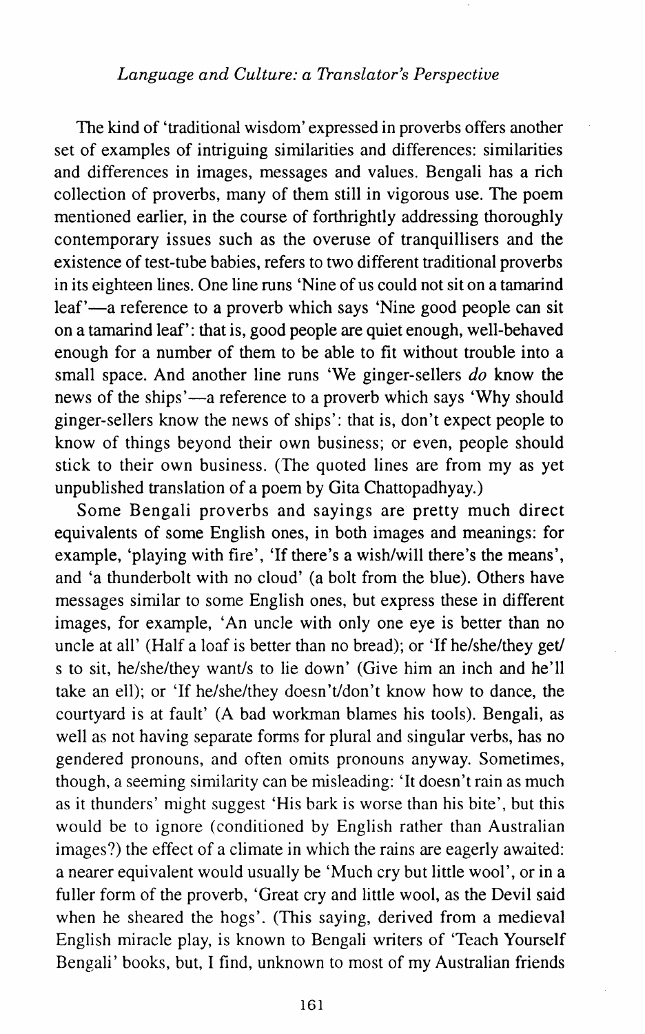The kind of 'traditional wisdom' expressed in proverbs offers another set of examples of intriguing similarities and differences: similarities and differences in images, messages and values. Bengali has a rich collection of proverbs, many of them still in vigorous use. The poem mentioned earlier, in the course of forthrightly addressing thoroughly contemporary issues such as the overuse of tranquillisers and the existence of test-tube babies, refers to two different traditional proverbs in its eighteen lines. One line runs 'Nine of us could not sit on a tamarind leaf'—a reference to a proverb which says 'Nine good people can sit on a tamarind leaf': that is, good people are quiet enough, well-behaved enough for a number of them to be able to fit without trouble into a small space. And another line runs 'We ginger-sellers *do* know the news of the ships'—a reference to a proverb which says 'Why should ginger-sellers know the news of ships': that is, don't expect people to know of things beyond their own business; or even, people should stick to their own business. (The quoted lines are from my as yet unpublished translation of a poem by Gita Chattopadhyay.)

Some Bengali proverbs and sayings are pretty much direct equivalents of some English ones, in both images and meanings: for example, 'playing with fire', 'If there's a wish/will there's the means', and 'a thunderbolt with no cloud' (a bolt from the blue). Others have messages similar to some English ones, but express these in different images, for example, 'An uncle with only one eye is better than no uncle at all' (Half a loaf is better than no bread); or 'If he/she/they get/s to sit, he/she/they want/s to lie down' (Give him an inch and he'll take an ell); or 'If he/she/they doesn't/don't know how to dance, the courtyard is at fault' (A bad workman blames his tools). Bengali, as well as not having separate forms for plural and singular verbs, has no gendered pronouns, and often omits pronouns anyway. Sometimes, though, a seeming similarity can be misleading: 'It doesn't rain as much as it thunders' might suggest 'His bark is worse than his bite', but this would be to ignore (conditioned by English rather than Australian images?) the effect of a climate in which the rains are eagerly awaited: a nearer equivalent would usually be 'Much cry but little wool', or in a fuller form of the proverb, 'Great cry and little wool, as the Devil said when he sheared the hogs'. (This saying, derived from a medieval English miracle play, is known to Bengali writers of 'Teach Yourself Bengali' books, but, I find, unknown to most of my Australian friends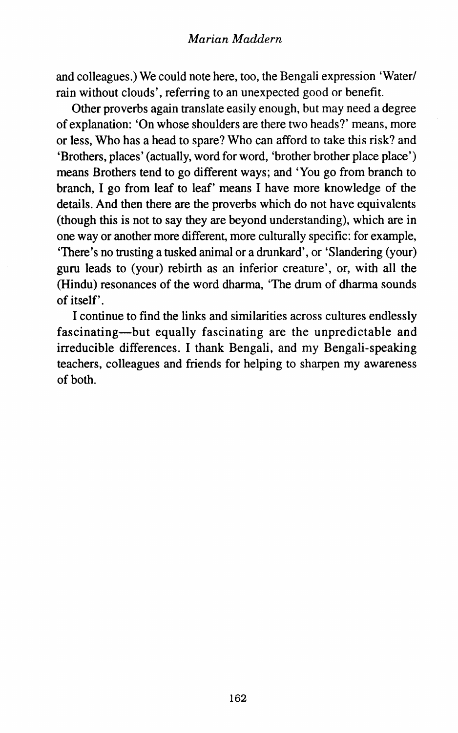and colleagues.) We could note here, too, the Bengali expression 'Water/rain without clouds', referring to an unexpected good or benefit.

Other proverbs again translate easily enough, but may need a degree of explanation: 'On whose shoulders are there two heads?' means, more or less, Who has a head to spare? Who can afford to take this risk? and 'Brothers, places' (actually, word for word, 'brother brother place place') means Brothers tend to go different ways; and 'You go from branch to branch, I go from leaf to leaf' means I have more knowledge of the details. And then there are the proverbs which do not have equivalents (though this is not to say they are beyond understanding), which are in one way or another more different, more culturally specific: for example, 'There's no trusting a tusked animal or a drunkard', or 'Slandering (your) guru leads to (your) rebirth as an inferior creature', or, with all the (Hindu) resonances of the word dharma, 'The drum of dharma sounds of itself'.

I continue to find the links and similarities across cultures endlessly fascinating—but equally fascinating are the unpredictable and irreducible differences. I thank Bengali, and my Bengali-speaking teachers, colleagues and friends for helping to sharpen my awareness of both.